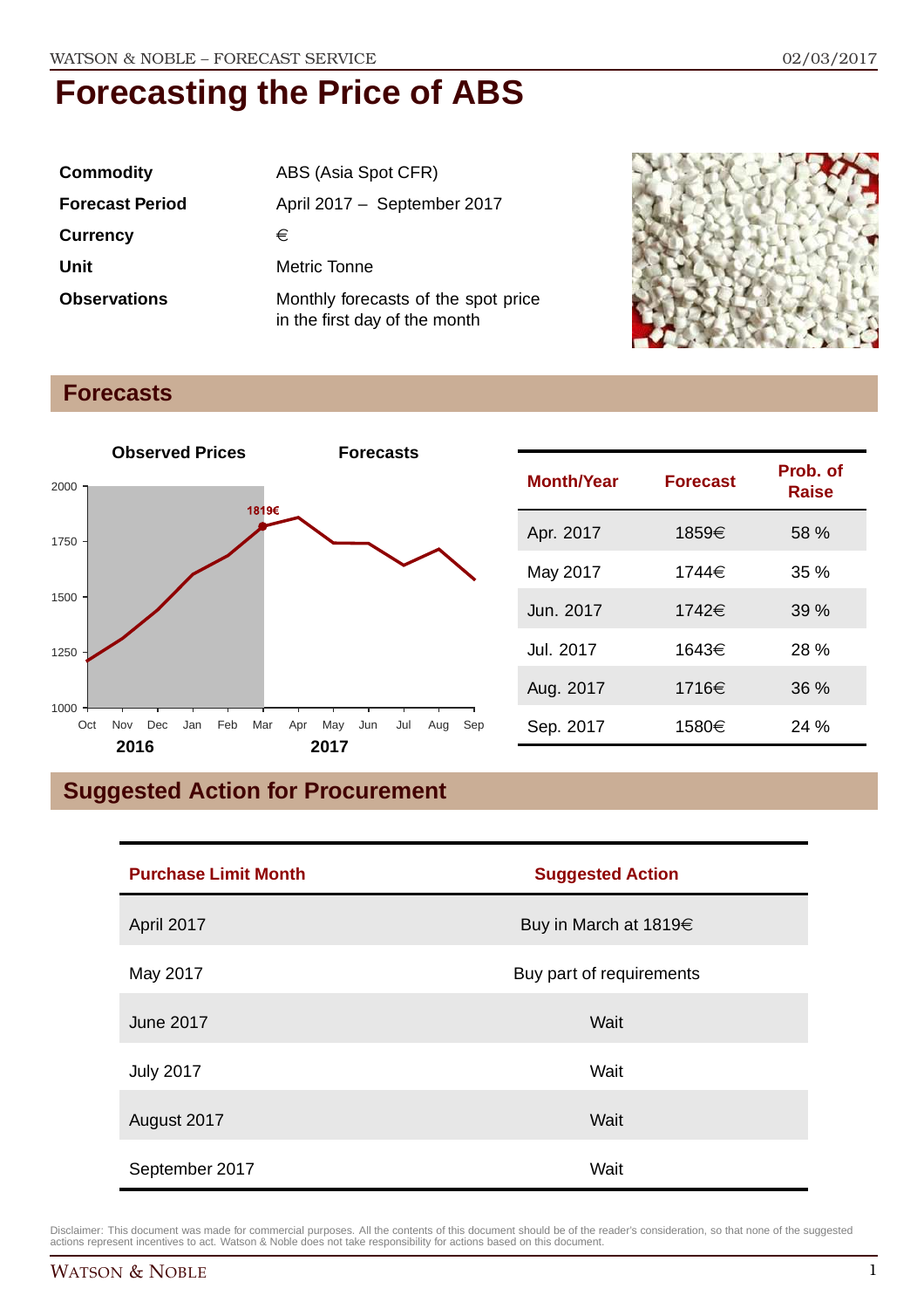# Forecasting the Price of ABS

| | |
|---|---|
| **Commodity** | ABS (Asia Spot CFR) |
| **Forecast Period** | April 2017 – September 2017 |
| **Currency** | € |
| **Unit** | Metric Tonne |
| **Observations** | Monthly forecasts of the spot price in the first day of the month |

## Forecasts

| Month/Year | Forecast | Prob. of Raise |
|---|---|---|
| Apr. 2017 | 1859€ | 58 % |
| May 2017 | 1744€ | 35 % |
| Jun. 2017 | 1742€ | 39 % |
| Jul. 2017 | 1643€ | 28 % |
| Aug. 2017 | 1716€ | 36 % |
| Sep. 2017 | 1580€ | 24 % |

## Suggested Action for Procurement

| Purchase Limit Month | Suggested Action |
|---|---|
| April 2017 | Buy in March at 1819€ |
| May 2017 | Buy part of requirements |
| June 2017 | Wait |
| July 2017 | Wait |
| August 2017 | Wait |
| September 2017 | Wait |

Disclaimer: This document was made for commercial purposes. All the contents of this document should be of the reader's consideration, so that none of the suggested actions represent incentives to act. Watson & Noble does not take responsibility for actions based on this document.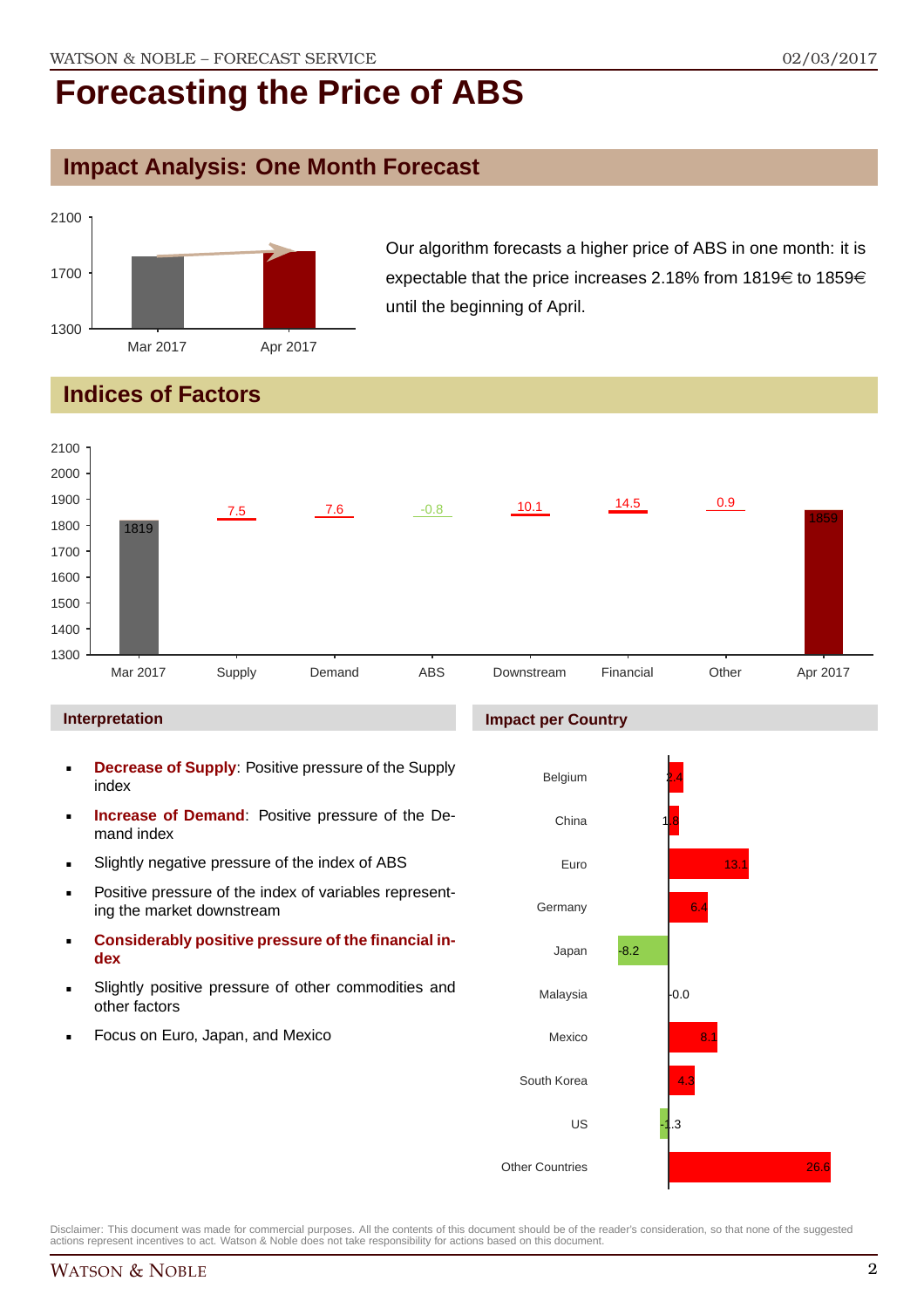// Forecasting the Price of ABS

## Impact Analysis: One Month Forecast

Our algorithm forecasts a higher price of ABS in one month: it is expectable that the price increases 2.18% from 1819€ to 1859€ until the beginning of April.

## Indices of Factors

| Mar 2017 | Supply | Demand | ABS | Downstream | Financial | Other | Apr 2017 |
|---|---|---|---|---|---|---|---|
| 1819 | 7.5 | 7.6 | -0.8 | 10.1 | 14.5 | 0.9 | 1859 |

### Interpretation

- **Decrease of Supply**: Positive pressure of the Supply index
- **Increase of Demand**: Positive pressure of the Demand index
- Slightly negative pressure of the index of ABS
- Positive pressure of the index of variables representing the market downstream
- **Considerably positive pressure of the financial index**
- Slightly positive pressure of other commodities and other factors
- Focus on Euro, Japan, and Mexico

### Impact per Country

| Country | Impact |
|---|---|
| Belgium | 2.4 |
| China | 1.8 |
| Euro | 13.1 |
| Germany | 6.4 |
| Japan | -8.2 |
| Malaysia | -0.0 |
| Mexico | 8.1 |
| South Korea | 4.3 |
| US | -1.3 |
| Other Countries | 26.6 |

Disclaimer: This document was made for commercial purposes. All the contents of this document should be of the reader's consideration, so that none of the suggested actions represent incentives to act. Watson & Noble does not take responsibility for actions based on this document.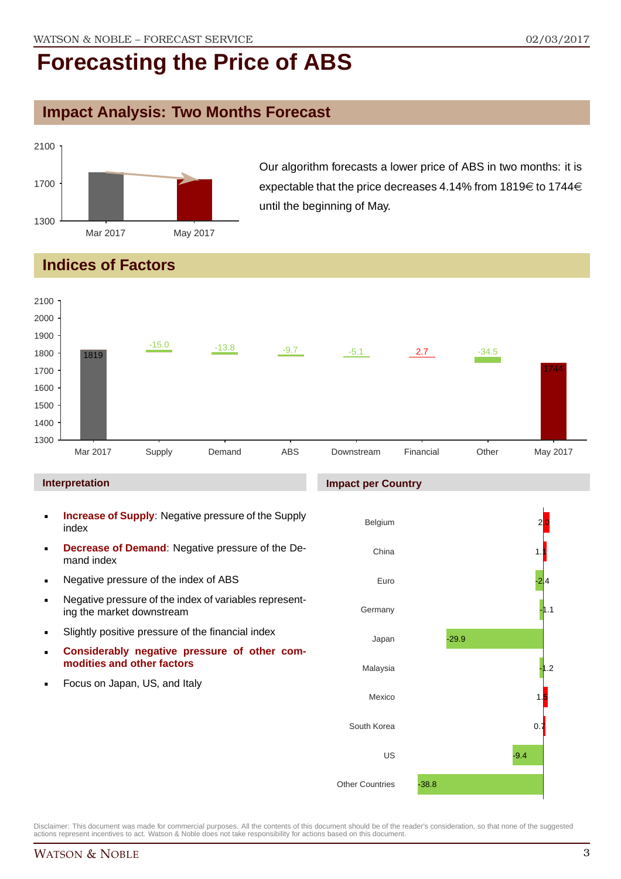# Forecasting the Price of ABS

## Impact Analysis: Two Months Forecast

| | Price |
|---|---|
| Mar 2017 | 1819 |
| May 2017 | 1744 |

Our algorithm forecasts a lower price of ABS in two months: it is expectable that the price decreases 4.14% from 1819€ to 1744€ until the beginning of May.

## Indices of Factors

| Mar 2017 | Supply | Demand | ABS | Downstream | Financial | Other | May 2017 |
|---|---|---|---|---|---|---|---|
| 1819 | -15.0 | -13.8 | -9.7 | -5.1 | 2.7 | -34.5 | 1744 |

### Interpretation

- **Increase of Supply**: Negative pressure of the Supply index
- **Decrease of Demand**: Negative pressure of the Demand index
- Negative pressure of the index of ABS
- Negative pressure of the index of variables representing the market downstream
- Slightly positive pressure of the financial index
- **Considerably negative pressure of other commodities and other factors**
- Focus on Japan, US, and Italy

### Impact per Country

| Country | Impact |
|---|---|
| Belgium | 2.0 |
| China | 1.1 |
| Euro | -2.4 |
| Germany | -1.1 |
| Japan | -29.9 |
| Malaysia | -1.2 |
| Mexico | 1.5 |
| South Korea | 0.7 |
| US | -9.4 |
| Other Countries | -38.8 |

Disclaimer: This document was made for commercial purposes. All the contents of this document should be of the reader's consideration, so that none of the suggested actions represent incentives to act. Watson & Noble does not take responsibility for actions based on this document.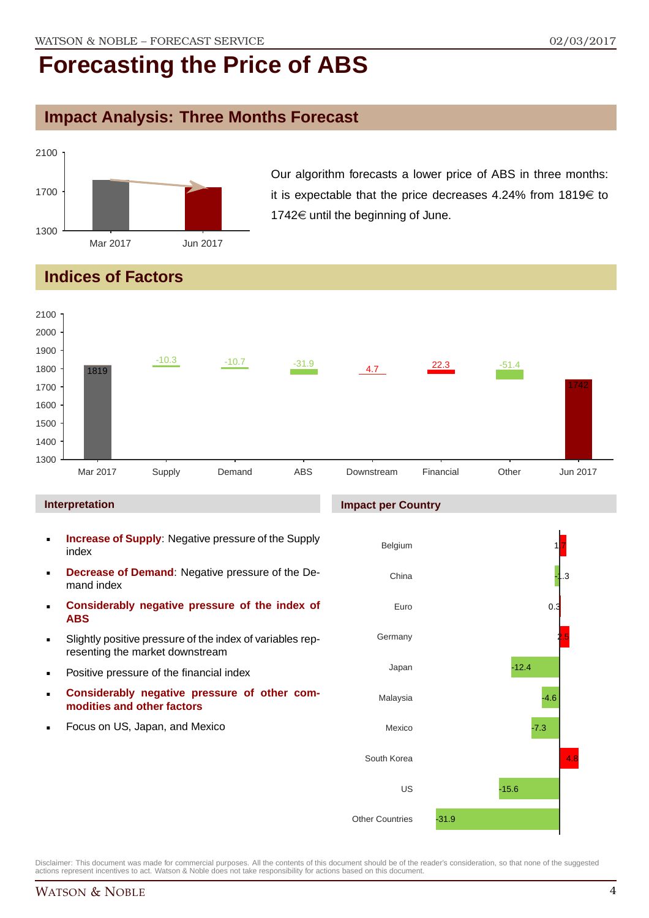# Forecasting the Price of ABS

## Impact Analysis: Three Months Forecast

Our algorithm forecasts a lower price of ABS in three months: it is expectable that the price decreases 4.24% from 1819€ to 1742€ until the beginning of June.

## Indices of Factors

### Interpretation

- **Increase of Supply**: Negative pressure of the Supply index
- **Decrease of Demand**: Negative pressure of the Demand index
- **Considerably negative pressure of the index of ABS**
- Slightly positive pressure of the index of variables representing the market downstream
- Positive pressure of the financial index
- **Considerably negative pressure of other commodities and other factors**
- Focus on US, Japan, and Mexico

### Impact per Country

Disclaimer: This document was made for commercial purposes. All the contents of this document should be of the reader's consideration, so that none of the suggested actions represent incentives to act. Watson & Noble does not take responsibility for actions based on this document.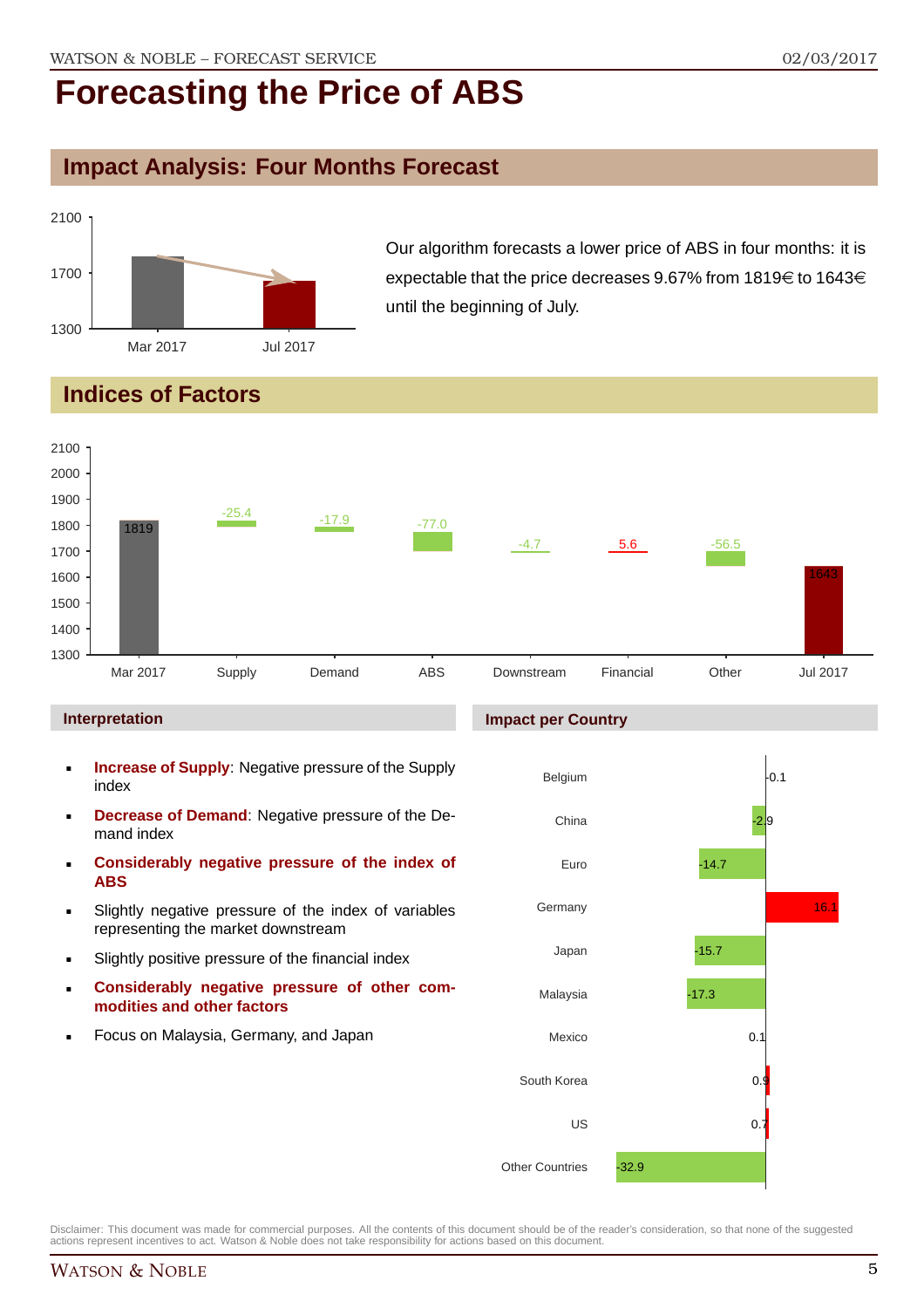# Forecasting the Price of ABS

## Impact Analysis: Four Months Forecast

Our algorithm forecasts a lower price of ABS in four months: it is expectable that the price decreases 9.67% from 1819€ to 1643€ until the beginning of July.

## Indices of Factors

| | Mar 2017 | Supply | Demand | ABS | Downstream | Financial | Other | Jul 2017 |
|---|---|---|---|---|---|---|---|---|
| Value | 1819 | -25.4 | -17.9 | -77.0 | -4.7 | 5.6 | -56.5 | 1643 |

### Interpretation

- **Increase of Supply**: Negative pressure of the Supply index
- **Decrease of Demand**: Negative pressure of the Demand index
- **Considerably negative pressure of the index of ABS**
- Slightly negative pressure of the index of variables representing the market downstream
- Slightly positive pressure of the financial index
- **Considerably negative pressure of other commodities and other factors**
- Focus on Malaysia, Germany, and Japan

### Impact per Country

| Country | Impact |
|---|---|
| Belgium | -0.1 |
| China | -2.9 |
| Euro | -14.7 |
| Germany | 16.1 |
| Japan | -15.7 |
| Malaysia | -17.3 |
| Mexico | 0.1 |
| South Korea | 0.9 |
| US | 0.7 |
| Other Countries | -32.9 |

Disclaimer: This document was made for commercial purposes. All the contents of this document should be of the reader's consideration, so that none of the suggested actions represent incentives to act. Watson & Noble does not take responsibility for actions based on this document.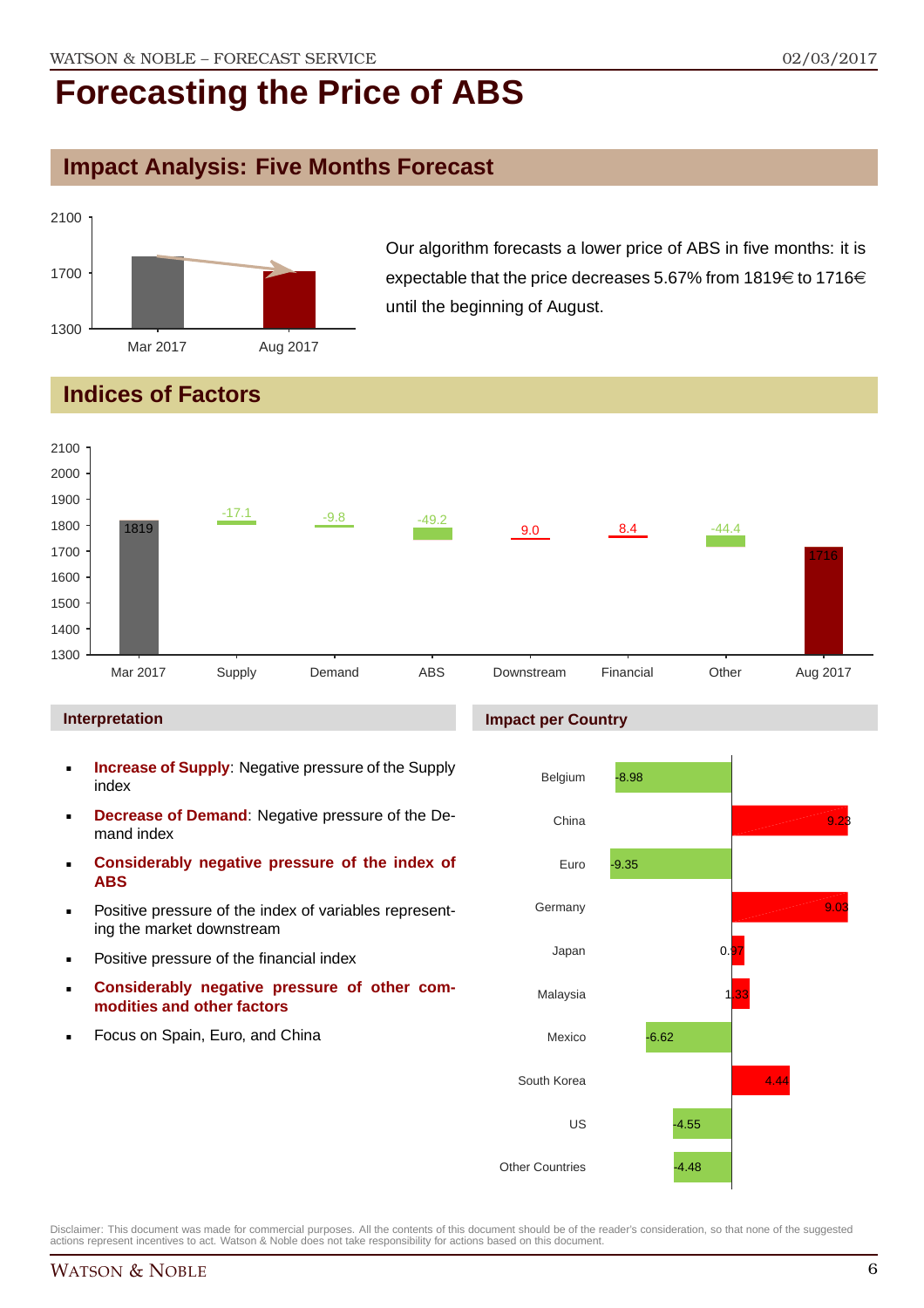# Forecasting the Price of ABS

## Impact Analysis: Five Months Forecast

Our algorithm forecasts a lower price of ABS in five months: it is expectable that the price decreases 5.67% from 1819€ to 1716€ until the beginning of August.

## Indices of Factors

| | Mar 2017 | Supply | Demand | ABS | Downstream | Financial | Other | Aug 2017 |
|---|---|---|---|---|---|---|---|---|
| Value | 1819 | -17.1 | -9.8 | -49.2 | 9.0 | 8.4 | -44.4 | 1716 |

### Interpretation

- **Increase of Supply**: Negative pressure of the Supply index
- **Decrease of Demand**: Negative pressure of the Demand index
- **Considerably negative pressure of the index of ABS**
- Positive pressure of the index of variables representing the market downstream
- Positive pressure of the financial index
- **Considerably negative pressure of other commodities and other factors**
- Focus on Spain, Euro, and China

### Impact per Country

| Country | Impact |
|---|---|
| Belgium | -8.98 |
| China | 9.23 |
| Euro | -9.35 |
| Germany | 9.03 |
| Japan | 0.97 |
| Malaysia | 1.33 |
| Mexico | -6.62 |
| South Korea | 4.44 |
| US | -4.55 |
| Other Countries | -4.48 |

Disclaimer: This document was made for commercial purposes. All the contents of this document should be of the reader's consideration, so that none of the suggested actions represent incentives to act. Watson & Noble does not take responsibility for actions based on this document.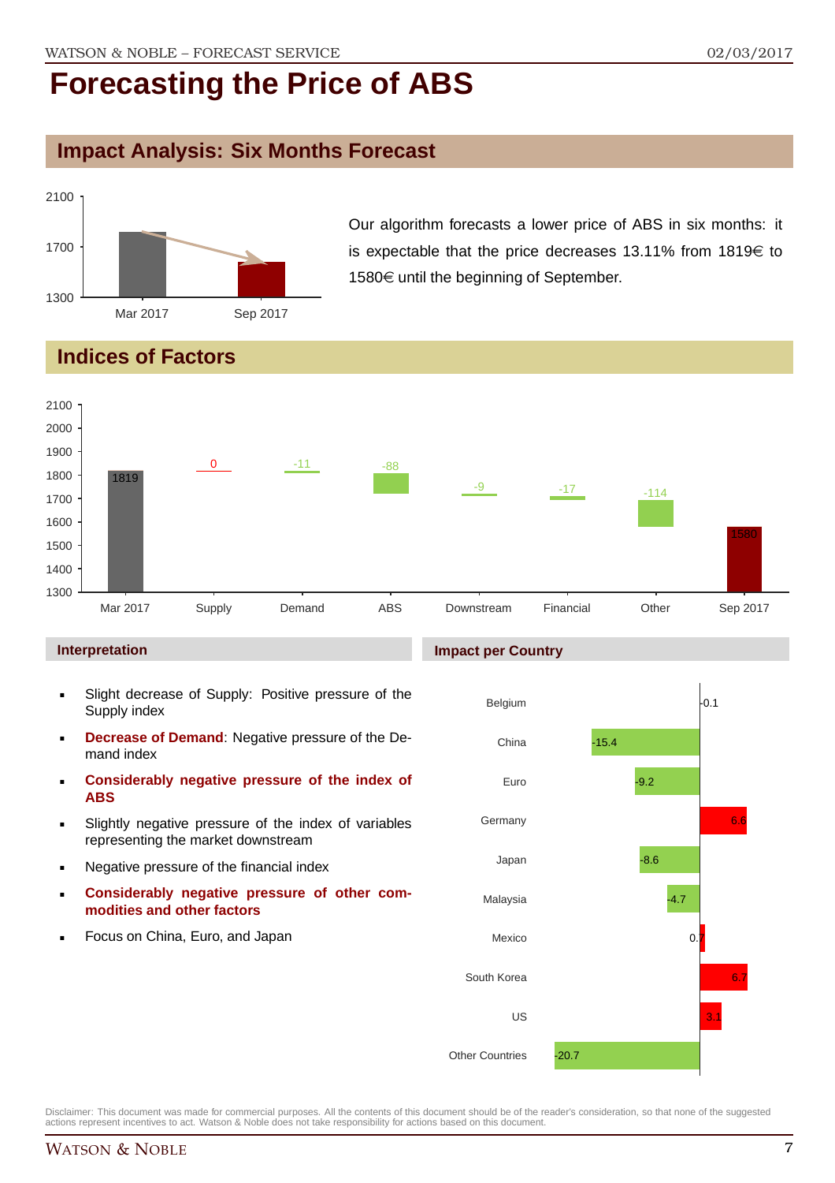# Forecasting the Price of ABS

## Impact Analysis: Six Months Forecast

Our algorithm forecasts a lower price of ABS in six months: it is expectable that the price decreases 13.11% from 1819€ to 1580€ until the beginning of September.

## Indices of Factors

| | Mar 2017 | Supply | Demand | ABS | Downstream | Financial | Other | Sep 2017 |
|---|---|---|---|---|---|---|---|---|
| Value | 1819 | 0 | -11 | -88 | -9 | -17 | -114 | 1580 |

### Interpretation

- Slight decrease of Supply: Positive pressure of the Supply index
- **Decrease of Demand**: Negative pressure of the Demand index
- **Considerably negative pressure of the index of ABS**
- Slightly negative pressure of the index of variables representing the market downstream
- Negative pressure of the financial index
- **Considerably negative pressure of other commodities and other factors**
- Focus on China, Euro, and Japan

### Impact per Country

| Country | Impact |
|---|---|
| Belgium | -0.1 |
| China | -15.4 |
| Euro | -9.2 |
| Germany | 6.6 |
| Japan | -8.6 |
| Malaysia | -4.7 |
| Mexico | 0.7 |
| South Korea | 6.7 |
| US | 3.1 |
| Other Countries | -20.7 |

Disclaimer: This document was made for commercial purposes. All the contents of this document should be of the reader's consideration, so that none of the suggested actions represent incentives to act. Watson & Noble does not take responsibility for actions based on this document.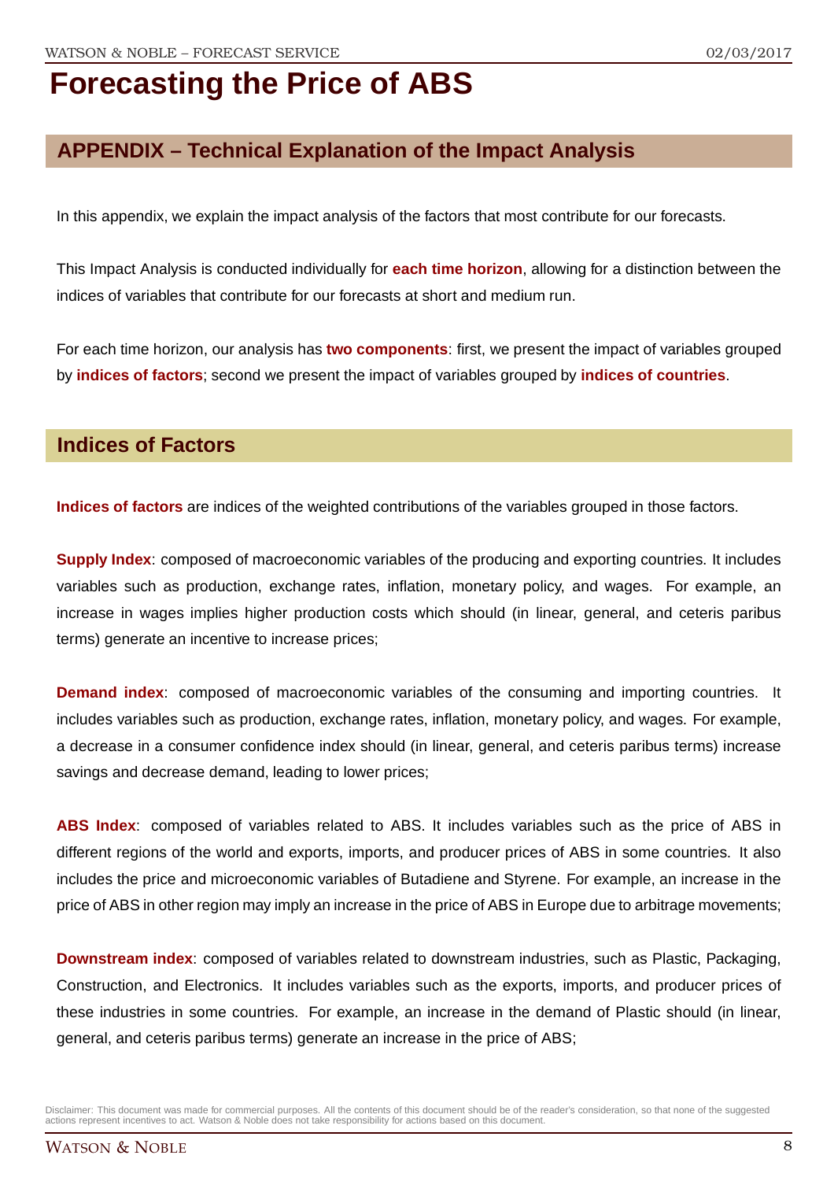# Forecasting the Price of ABS

## APPENDIX – Technical Explanation of the Impact Analysis

In this appendix, we explain the impact analysis of the factors that most contribute for our forecasts.

This Impact Analysis is conducted individually for **each time horizon**, allowing for a distinction between the indices of variables that contribute for our forecasts at short and medium run.

For each time horizon, our analysis has **two components**: first, we present the impact of variables grouped by **indices of factors**; second we present the impact of variables grouped by **indices of countries**.

## Indices of Factors

**Indices of factors** are indices of the weighted contributions of the variables grouped in those factors.

**Supply Index**: composed of macroeconomic variables of the producing and exporting countries. It includes variables such as production, exchange rates, inflation, monetary policy, and wages. For example, an increase in wages implies higher production costs which should (in linear, general, and ceteris paribus terms) generate an incentive to increase prices;

**Demand index**: composed of macroeconomic variables of the consuming and importing countries. It includes variables such as production, exchange rates, inflation, monetary policy, and wages. For example, a decrease in a consumer confidence index should (in linear, general, and ceteris paribus terms) increase savings and decrease demand, leading to lower prices;

**ABS Index**: composed of variables related to ABS. It includes variables such as the price of ABS in different regions of the world and exports, imports, and producer prices of ABS in some countries. It also includes the price and microeconomic variables of Butadiene and Styrene. For example, an increase in the price of ABS in other region may imply an increase in the price of ABS in Europe due to arbitrage movements;

**Downstream index**: composed of variables related to downstream industries, such as Plastic, Packaging, Construction, and Electronics. It includes variables such as the exports, imports, and producer prices of these industries in some countries. For example, an increase in the demand of Plastic should (in linear, general, and ceteris paribus terms) generate an increase in the price of ABS;

Disclaimer: This document was made for commercial purposes. All the contents of this document should be of the reader's consideration, so that none of the suggested actions represent incentives to act. Watson & Noble does not take responsibility for actions based on this document.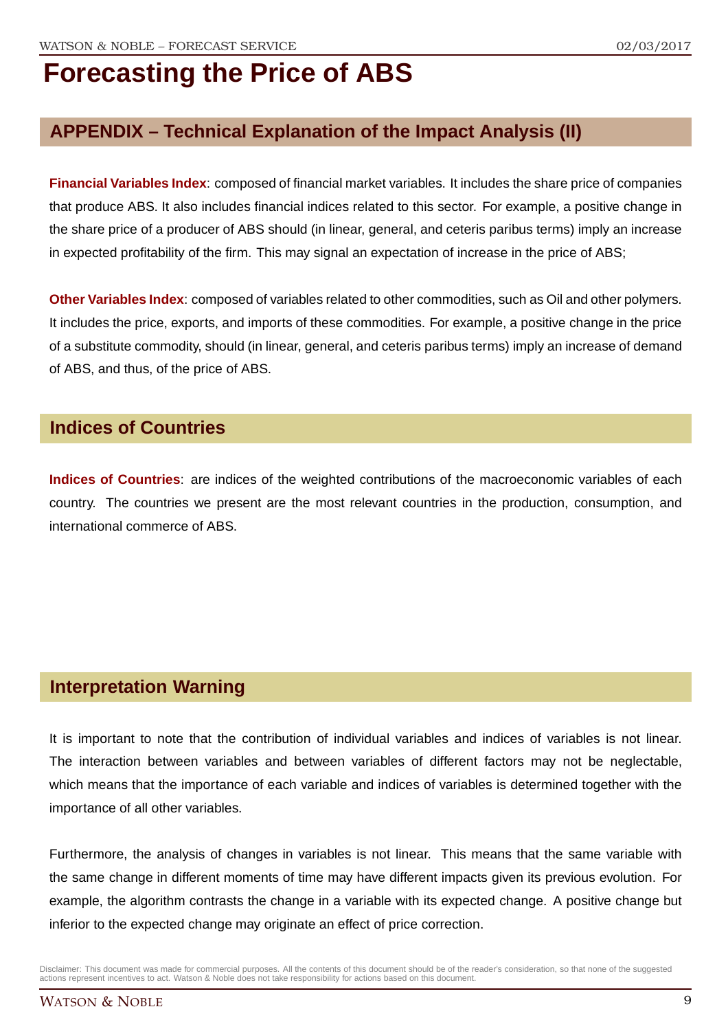# Forecasting the Price of ABS

## APPENDIX – Technical Explanation of the Impact Analysis (II)

**Financial Variables Index**: composed of financial market variables. It includes the share price of companies that produce ABS. It also includes financial indices related to this sector. For example, a positive change in the share price of a producer of ABS should (in linear, general, and ceteris paribus terms) imply an increase in expected profitability of the firm. This may signal an expectation of increase in the price of ABS;

**Other Variables Index**: composed of variables related to other commodities, such as Oil and other polymers. It includes the price, exports, and imports of these commodities. For example, a positive change in the price of a substitute commodity, should (in linear, general, and ceteris paribus terms) imply an increase of demand of ABS, and thus, of the price of ABS.

## Indices of Countries

**Indices of Countries**: are indices of the weighted contributions of the macroeconomic variables of each country. The countries we present are the most relevant countries in the production, consumption, and international commerce of ABS.

## Interpretation Warning

It is important to note that the contribution of individual variables and indices of variables is not linear. The interaction between variables and between variables of different factors may not be neglectable, which means that the importance of each variable and indices of variables is determined together with the importance of all other variables.

Furthermore, the analysis of changes in variables is not linear. This means that the same variable with the same change in different moments of time may have different impacts given its previous evolution. For example, the algorithm contrasts the change in a variable with its expected change. A positive change but inferior to the expected change may originate an effect of price correction.

Disclaimer: This document was made for commercial purposes. All the contents of this document should be of the reader's consideration, so that none of the suggested actions represent incentives to act. Watson & Noble does not take responsibility for actions based on this document.